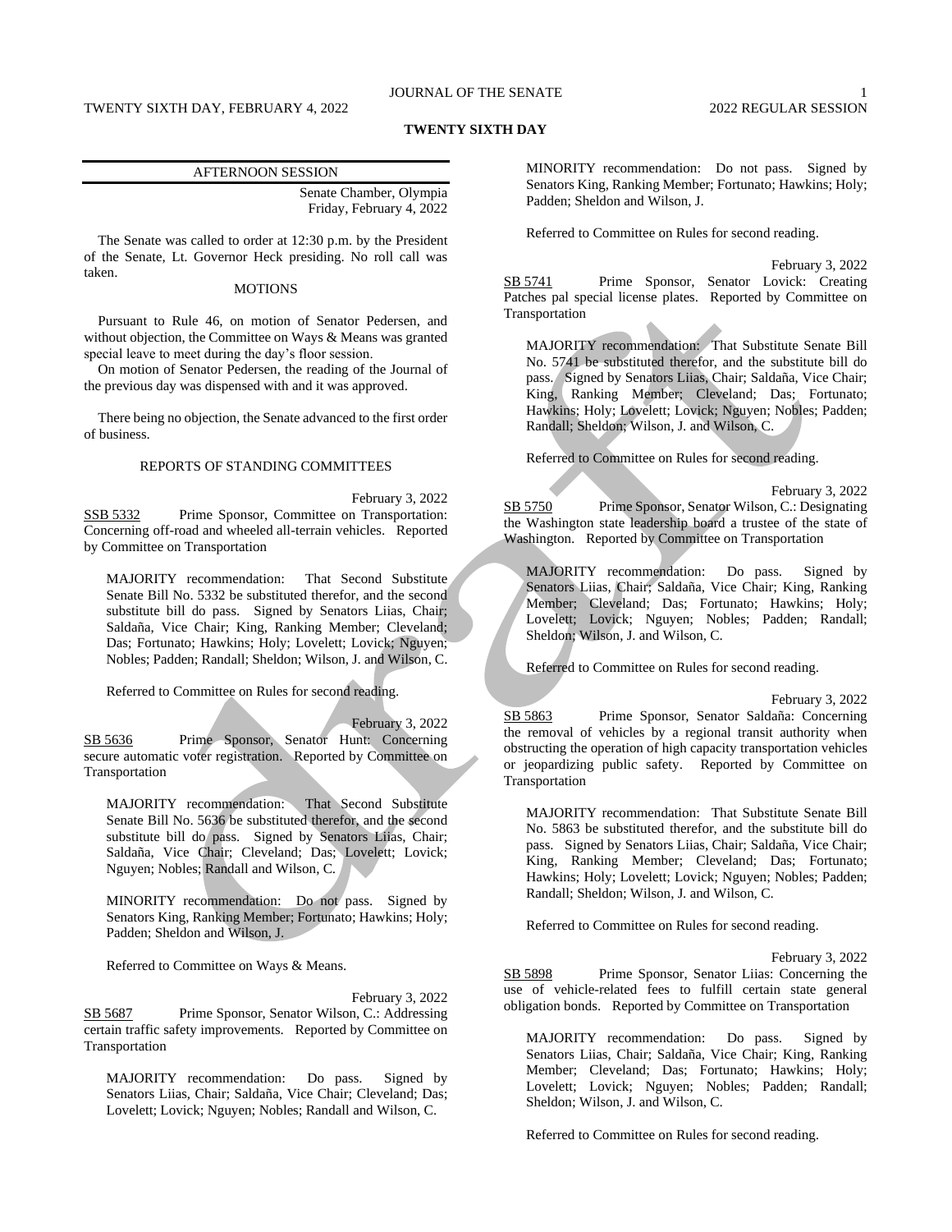# TWENTY SIXTH DAY

## AFTERNOON SESSION

Senate Chamber, Olympia
Friday, February 4, 2022

The Senate was called to order at 12:30 p.m. by the President of the Senate, Lt. Governor Heck presiding. No roll call was taken.

### MOTIONS

Pursuant to Rule 46, on motion of Senator Pedersen, and without objection, the Committee on Ways & Means was granted special leave to meet during the day's floor session.

On motion of Senator Pedersen, the reading of the Journal of the previous day was dispensed with and it was approved.

There being no objection, the Senate advanced to the first order of business.

### REPORTS OF STANDING COMMITTEES

February 3, 2022

SSB 5332 Prime Sponsor, Committee on Transportation: Concerning off-road and wheeled all-terrain vehicles. Reported by Committee on Transportation

MAJORITY recommendation: That Second Substitute Senate Bill No. 5332 be substituted therefor, and the second substitute bill do pass. Signed by Senators Liias, Chair; Saldaña, Vice Chair; King, Ranking Member; Cleveland; Das; Fortunato; Hawkins; Holy; Lovelett; Lovick; Nguyen; Nobles; Padden; Randall; Sheldon; Wilson, J. and Wilson, C.

Referred to Committee on Rules for second reading.

February 3, 2022

SB 5636 Prime Sponsor, Senator Hunt: Concerning secure automatic voter registration. Reported by Committee on Transportation

MAJORITY recommendation: That Second Substitute Senate Bill No. 5636 be substituted therefor, and the second substitute bill do pass. Signed by Senators Liias, Chair; Saldaña, Vice Chair; Cleveland; Das; Lovelett; Lovick; Nguyen; Nobles; Randall and Wilson, C.

MINORITY recommendation: Do not pass. Signed by Senators King, Ranking Member; Fortunato; Hawkins; Holy; Padden; Sheldon and Wilson, J.

Referred to Committee on Ways & Means.

February 3, 2022

SB 5687 Prime Sponsor, Senator Wilson, C.: Addressing certain traffic safety improvements. Reported by Committee on Transportation

MAJORITY recommendation: Do pass. Signed by Senators Liias, Chair; Saldaña, Vice Chair; Cleveland; Das; Lovelett; Lovick; Nguyen; Nobles; Randall and Wilson, C.

MINORITY recommendation: Do not pass. Signed by Senators King, Ranking Member; Fortunato; Hawkins; Holy; Padden; Sheldon and Wilson, J.

Referred to Committee on Rules for second reading.

February 3, 2022

SB 5741 Prime Sponsor, Senator Lovick: Creating Patches pal special license plates. Reported by Committee on Transportation

MAJORITY recommendation: That Substitute Senate Bill No. 5741 be substituted therefor, and the substitute bill do pass. Signed by Senators Liias, Chair; Saldaña, Vice Chair; King, Ranking Member; Cleveland; Das; Fortunato; Hawkins; Holy; Lovelett; Lovick; Nguyen; Nobles; Padden; Randall; Sheldon; Wilson, J. and Wilson, C.

Referred to Committee on Rules for second reading.

February 3, 2022

SB 5750 Prime Sponsor, Senator Wilson, C.: Designating the Washington state leadership board a trustee of the state of Washington. Reported by Committee on Transportation

MAJORITY recommendation: Do pass. Signed by Senators Liias, Chair; Saldaña, Vice Chair; King, Ranking Member; Cleveland; Das; Fortunato; Hawkins; Holy; Lovelett; Lovick; Nguyen; Nobles; Padden; Randall; Sheldon; Wilson, J. and Wilson, C.

Referred to Committee on Rules for second reading.

February 3, 2022

SB 5863 Prime Sponsor, Senator Saldaña: Concerning the removal of vehicles by a regional transit authority when obstructing the operation of high capacity transportation vehicles or jeopardizing public safety. Reported by Committee on Transportation

MAJORITY recommendation: That Substitute Senate Bill No. 5863 be substituted therefor, and the substitute bill do pass. Signed by Senators Liias, Chair; Saldaña, Vice Chair; King, Ranking Member; Cleveland; Das; Fortunato; Hawkins; Holy; Lovelett; Lovick; Nguyen; Nobles; Padden; Randall; Sheldon; Wilson, J. and Wilson, C.

Referred to Committee on Rules for second reading.

February 3, 2022

SB 5898 Prime Sponsor, Senator Liias: Concerning the use of vehicle-related fees to fulfill certain state general obligation bonds. Reported by Committee on Transportation

MAJORITY recommendation: Do pass. Signed by Senators Liias, Chair; Saldaña, Vice Chair; King, Ranking Member; Cleveland; Das; Fortunato; Hawkins; Holy; Lovelett; Lovick; Nguyen; Nobles; Padden; Randall; Sheldon; Wilson, J. and Wilson, C.

Referred to Committee on Rules for second reading.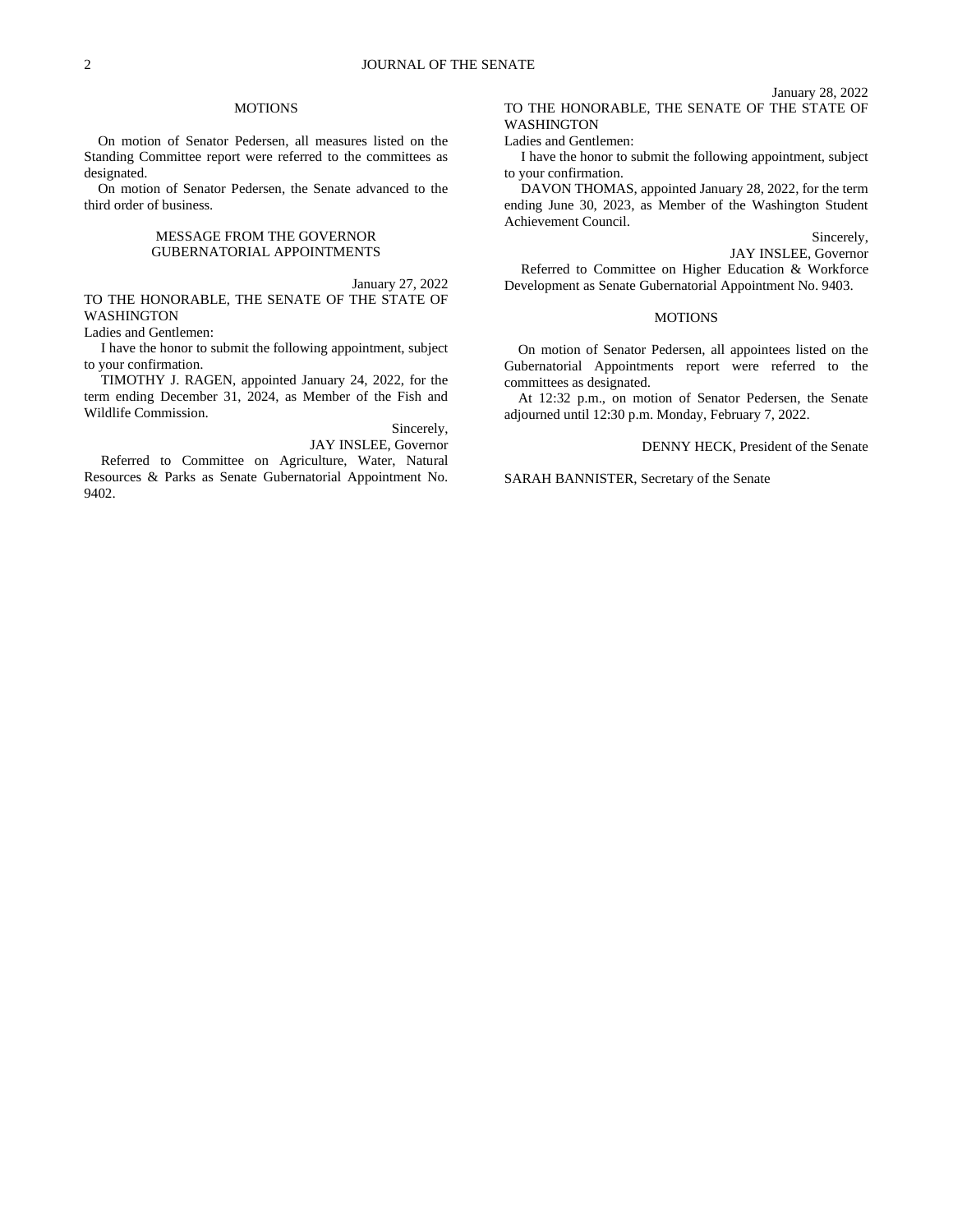## MOTIONS

On motion of Senator Pedersen, all measures listed on the Standing Committee report were referred to the committees as designated.

On motion of Senator Pedersen, the Senate advanced to the third order of business.

## MESSAGE FROM THE GOVERNOR
## GUBERNATORIAL APPOINTMENTS

January 27, 2022

TO THE HONORABLE, THE SENATE OF THE STATE OF WASHINGTON

Ladies and Gentlemen:

I have the honor to submit the following appointment, subject to your confirmation.

TIMOTHY J. RAGEN, appointed January 24, 2022, for the term ending December 31, 2024, as Member of the Fish and Wildlife Commission.

Sincerely,

JAY INSLEE, Governor

Referred to Committee on Agriculture, Water, Natural Resources & Parks as Senate Gubernatorial Appointment No. 9402.

January 28, 2022

TO THE HONORABLE, THE SENATE OF THE STATE OF WASHINGTON

Ladies and Gentlemen:

I have the honor to submit the following appointment, subject to your confirmation.

DAVON THOMAS, appointed January 28, 2022, for the term ending June 30, 2023, as Member of the Washington Student Achievement Council.

Sincerely,

JAY INSLEE, Governor

Referred to Committee on Higher Education & Workforce Development as Senate Gubernatorial Appointment No. 9403.

## MOTIONS

On motion of Senator Pedersen, all appointees listed on the Gubernatorial Appointments report were referred to the committees as designated.

At 12:32 p.m., on motion of Senator Pedersen, the Senate adjourned until 12:30 p.m. Monday, February 7, 2022.

DENNY HECK, President of the Senate

SARAH BANNISTER, Secretary of the Senate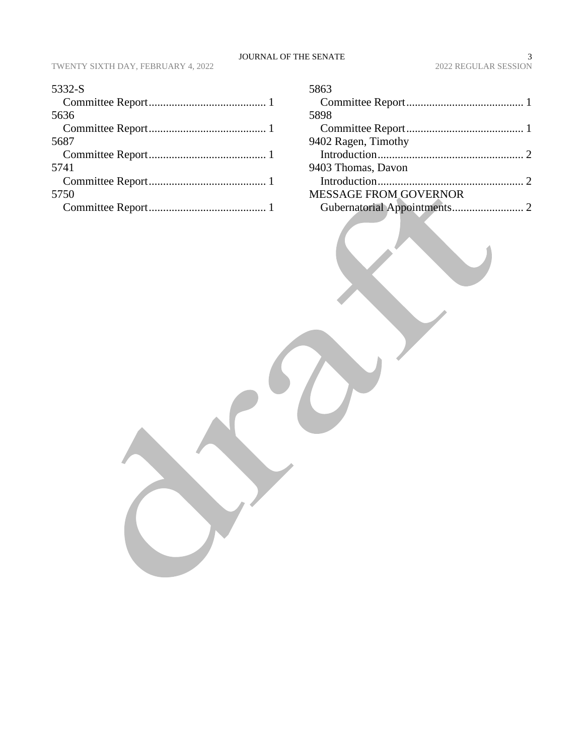5332-S
  Committee Report........................................ 1
5636
  Committee Report........................................ 1
5687
  Committee Report........................................ 1
5741
  Committee Report........................................ 1
5750
  Committee Report........................................ 1
5863
  Committee Report........................................ 1
5898
  Committee Report........................................ 1
9402 Ragen, Timothy
  Introduction.................................................. 2
9403 Thomas, Davon
  Introduction.................................................. 2
MESSAGE FROM GOVERNOR
  Gubernatorial Appointments......................... 2